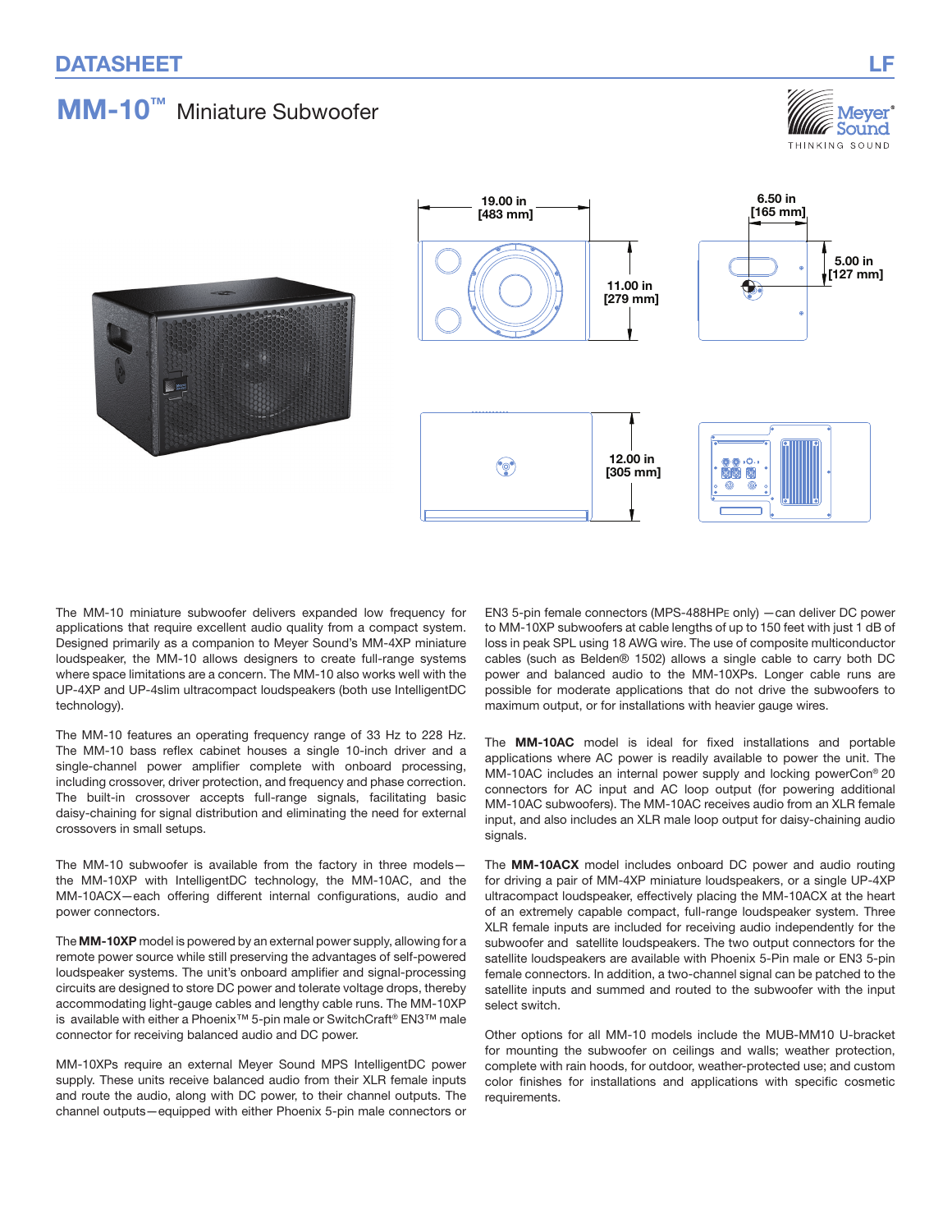DATASHEET

LF

# MM-10™ Miniature Subwoofer

19.00 in [483 mm]

11.00 in [279 mm]

6.50 in [165 mm]

5.00 in [127 mm]

12.00 in [305 mm]

The MM-10 miniature subwoofer delivers expanded low frequency for applications that require excellent audio quality from a compact system. Designed primarily as a companion to Meyer Sound's MM-4XP miniature loudspeaker, the MM-10 allows designers to create full-range systems where space limitations are a concern. The MM-10 also works well with the UP-4XP and UP-4slim ultracompact loudspeakers (both use IntelligentDC technology).

The MM-10 features an operating frequency range of 33 Hz to 228 Hz. The MM-10 bass reflex cabinet houses a single 10-inch driver and a single-channel power amplifier complete with onboard processing, including crossover, driver protection, and frequency and phase correction. The built-in crossover accepts full-range signals, facilitating basic daisy-chaining for signal distribution and eliminating the need for external crossovers in small setups.

The MM-10 subwoofer is available from the factory in three models—the MM-10XP with IntelligentDC technology, the MM-10AC, and the MM-10ACX—each offering different internal configurations, audio and power connectors.

The **MM-10XP** model is powered by an external power supply, allowing for a remote power source while still preserving the advantages of self-powered loudspeaker systems. The unit's onboard amplifier and signal-processing circuits are designed to store DC power and tolerate voltage drops, thereby accommodating light-gauge cables and lengthy cable runs. The MM-10XP is available with either a Phoenix™ 5-pin male or SwitchCraft® EN3™ male connector for receiving balanced audio and DC power.

MM-10XPs require an external Meyer Sound MPS IntelligentDC power supply. These units receive balanced audio from their XLR female inputs and route the audio, along with DC power, to their channel outputs. The channel outputs—equipped with either Phoenix 5-pin male connectors or EN3 5-pin female connectors (MPS-488HPE only) —can deliver DC power to MM-10XP subwoofers at cable lengths of up to 150 feet with just 1 dB of loss in peak SPL using 18 AWG wire. The use of composite multiconductor cables (such as Belden® 1502) allows a single cable to carry both DC power and balanced audio to the MM-10XPs. Longer cable runs are possible for moderate applications that do not drive the subwoofers to maximum output, or for installations with heavier gauge wires.

The **MM-10AC** model is ideal for fixed installations and portable applications where AC power is readily available to power the unit. The MM-10AC includes an internal power supply and locking powerCon® 20 connectors for AC input and AC loop output (for powering additional MM-10AC subwoofers). The MM-10AC receives audio from an XLR female input, and also includes an XLR male loop output for daisy-chaining audio signals.

The **MM-10ACX** model includes onboard DC power and audio routing for driving a pair of MM-4XP miniature loudspeakers, or a single UP-4XP ultracompact loudspeaker, effectively placing the MM-10ACX at the heart of an extremely capable compact, full-range loudspeaker system. Three XLR female inputs are included for receiving audio independently for the subwoofer and satellite loudspeakers. The two output connectors for the satellite loudspeakers are available with Phoenix 5-Pin male or EN3 5-pin female connectors. In addition, a two-channel signal can be patched to the satellite inputs and summed and routed to the subwoofer with the input select switch.

Other options for all MM-10 models include the MUB-MM10 U-bracket for mounting the subwoofer on ceilings and walls; weather protection, complete with rain hoods, for outdoor, weather-protected use; and custom color finishes for installations and applications with specific cosmetic requirements.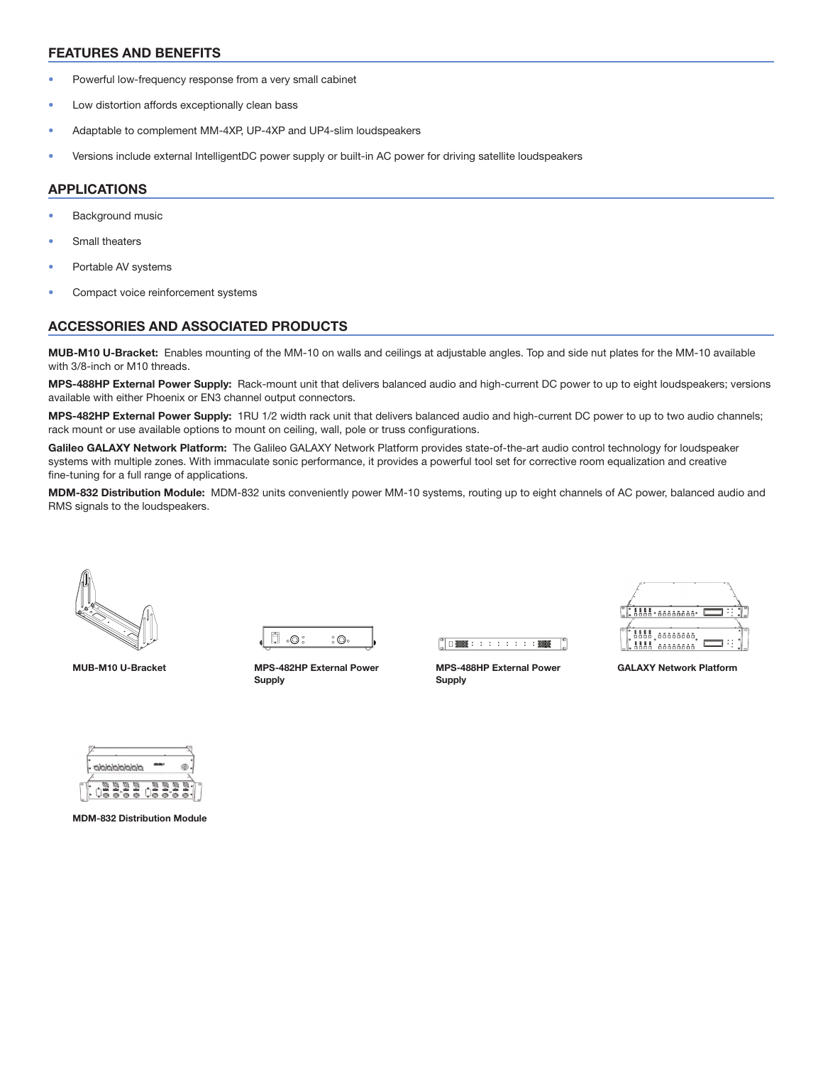## FEATURES AND BENEFITS

- Powerful low-frequency response from a very small cabinet
- Low distortion affords exceptionally clean bass
- Adaptable to complement MM-4XP, UP-4XP and UP4-slim loudspeakers
- Versions include external IntelligentDC power supply or built-in AC power for driving satellite loudspeakers

## APPLICATIONS

- Background music
- Small theaters
- Portable AV systems
- Compact voice reinforcement systems

## ACCESSORIES AND ASSOCIATED PRODUCTS

**MUB-M10 U-Bracket:** Enables mounting of the MM-10 on walls and ceilings at adjustable angles. Top and side nut plates for the MM-10 available with 3/8-inch or M10 threads.

**MPS-488HP External Power Supply:** Rack-mount unit that delivers balanced audio and high-current DC power to up to eight loudspeakers; versions available with either Phoenix or EN3 channel output connectors.

**MPS-482HP External Power Supply:** 1RU 1/2 width rack unit that delivers balanced audio and high-current DC power to up to two audio channels; rack mount or use available options to mount on ceiling, wall, pole or truss configurations.

**Galileo GALAXY Network Platform:** The Galileo GALAXY Network Platform provides state-of-the-art audio control technology for loudspeaker systems with multiple zones. With immaculate sonic performance, it provides a powerful tool set for corrective room equalization and creative fine-tuning for a full range of applications.

**MDM-832 Distribution Module:** MDM-832 units conveniently power MM-10 systems, routing up to eight channels of AC power, balanced audio and RMS signals to the loudspeakers.

**MUB-M10 U-Bracket**

**MPS-482HP External Power Supply**

**MPS-488HP External Power Supply**

**GALAXY Network Platform**

**MDM-832 Distribution Module**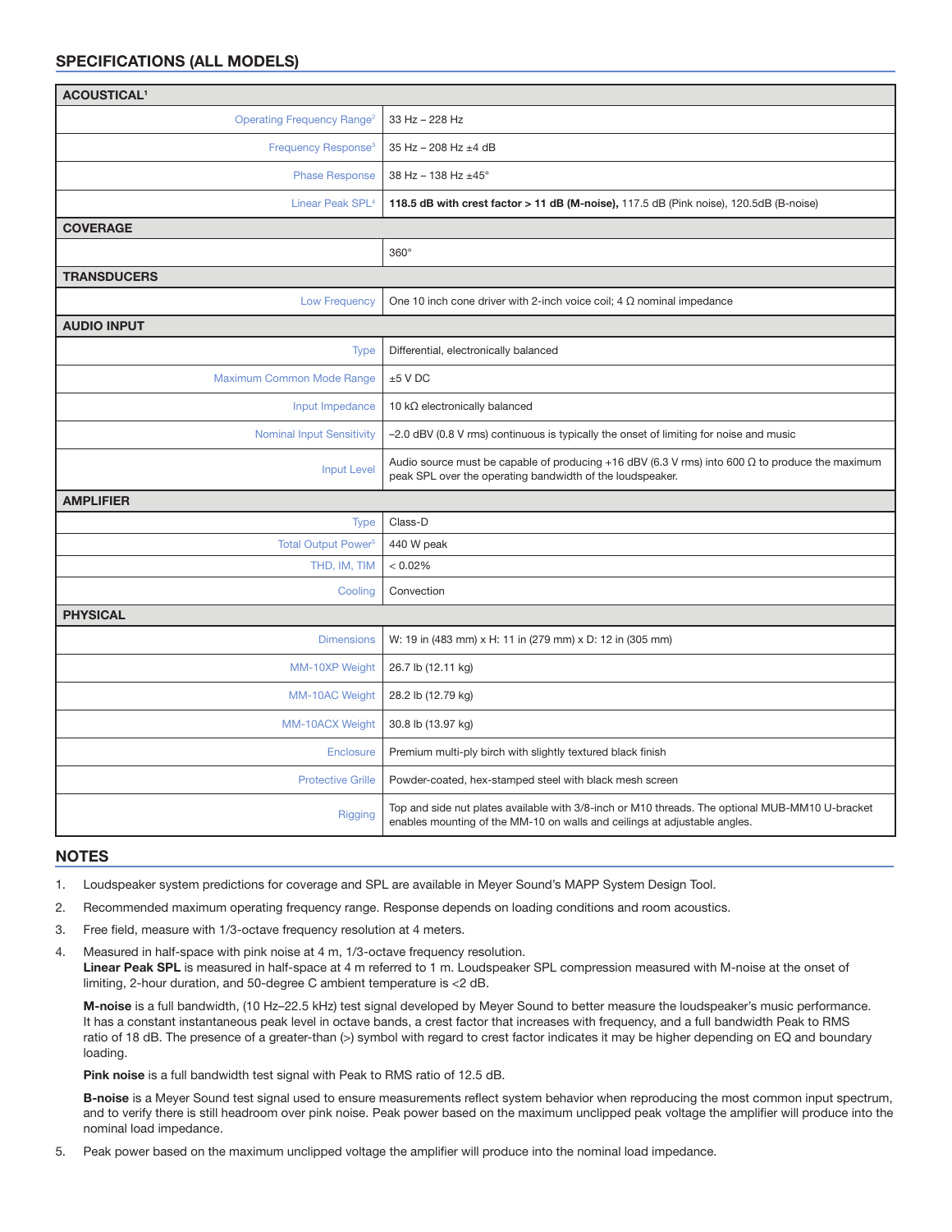## SPECIFICATIONS (ALL MODELS)

| ACOUSTICAL[1] | |
|---|---|
| Operating Frequency Range[2] | 33 Hz – 228 Hz |
| Frequency Response[3] | 35 Hz – 208 Hz ±4 dB |
| Phase Response | 38 Hz – 138 Hz ±45° |
| Linear Peak SPL[4] | **118.5 dB with crest factor > 11 dB (M-noise),** 117.5 dB (Pink noise), 120.5dB (B-noise) |
| **COVERAGE** | |
| | 360° |
| **TRANSDUCERS** | |
| Low Frequency | One 10 inch cone driver with 2-inch voice coil; 4 Ω nominal impedance |
| **AUDIO INPUT** | |
| Type | Differential, electronically balanced |
| Maximum Common Mode Range | ±5 V DC |
| Input Impedance | 10 kΩ electronically balanced |
| Nominal Input Sensitivity | –2.0 dBV (0.8 V rms) continuous is typically the onset of limiting for noise and music |
| Input Level | Audio source must be capable of producing +16 dBV (6.3 V rms) into 600 Ω to produce the maximum peak SPL over the operating bandwidth of the loudspeaker. |
| **AMPLIFIER** | |
| Type | Class-D |
| Total Output Power[5] | 440 W peak |
| THD, IM, TIM | < 0.02% |
| Cooling | Convection |
| **PHYSICAL** | |
| Dimensions | W: 19 in (483 mm) x H: 11 in (279 mm) x D: 12 in (305 mm) |
| MM-10XP Weight | 26.7 lb (12.11 kg) |
| MM-10AC Weight | 28.2 lb (12.79 kg) |
| MM-10ACX Weight | 30.8 lb (13.97 kg) |
| Enclosure | Premium multi-ply birch with slightly textured black finish |
| Protective Grille | Powder-coated, hex-stamped steel with black mesh screen |
| Rigging | Top and side nut plates available with 3/8-inch or M10 threads. The optional MUB-MM10 U-bracket enables mounting of the MM-10 on walls and ceilings at adjustable angles. |

## NOTES

1. Loudspeaker system predictions for coverage and SPL are available in Meyer Sound's MAPP System Design Tool.
2. Recommended maximum operating frequency range. Response depends on loading conditions and room acoustics.
3. Free field, measure with 1/3-octave frequency resolution at 4 meters.
4. Measured in half-space with pink noise at 4 m, 1/3-octave frequency resolution.
   **Linear Peak SPL** is measured in half-space at 4 m referred to 1 m. Loudspeaker SPL compression measured with M-noise at the onset of limiting, 2-hour duration, and 50-degree C ambient temperature is <2 dB.

   **M-noise** is a full bandwidth, (10 Hz–22.5 kHz) test signal developed by Meyer Sound to better measure the loudspeaker's music performance. It has a constant instantaneous peak level in octave bands, a crest factor that increases with frequency, and a full bandwidth Peak to RMS ratio of 18 dB. The presence of a greater-than (>) symbol with regard to crest factor indicates it may be higher depending on EQ and boundary loading.

   **Pink noise** is a full bandwidth test signal with Peak to RMS ratio of 12.5 dB.

   **B-noise** is a Meyer Sound test signal used to ensure measurements reflect system behavior when reproducing the most common input spectrum, and to verify there is still headroom over pink noise. Peak power based on the maximum unclipped peak voltage the amplifier will produce into the nominal load impedance.
5. Peak power based on the maximum unclipped voltage the amplifier will produce into the nominal load impedance.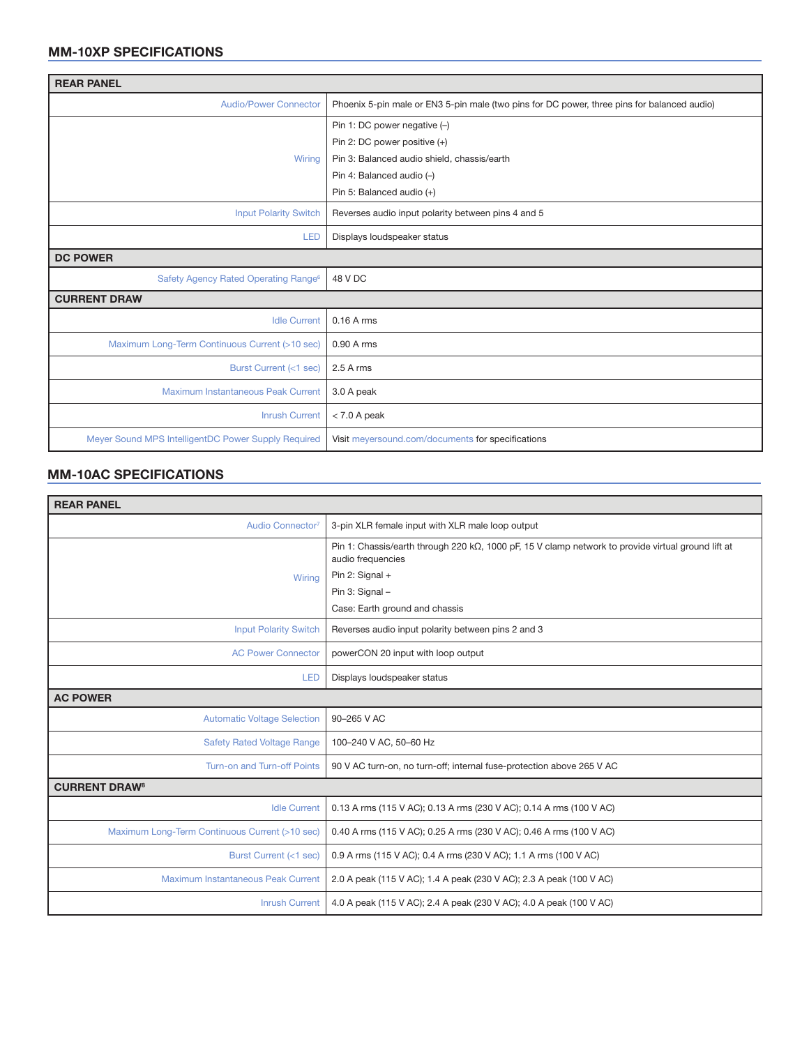## MM-10XP SPECIFICATIONS

| REAR PANEL | |
|---|---|
| Audio/Power Connector | Phoenix 5-pin male or EN3 5-pin male (two pins for DC power, three pins for balanced audio) |
| Wiring | Pin 1: DC power negative (–)<br>Pin 2: DC power positive (+)<br>Pin 3: Balanced audio shield, chassis/earth<br>Pin 4: Balanced audio (–)<br>Pin 5: Balanced audio (+) |
| Input Polarity Switch | Reverses audio input polarity between pins 4 and 5 |
| LED | Displays loudspeaker status |
| **DC POWER** | |
| Safety Agency Rated Operating Range[6] | 48 V DC |
| **CURRENT DRAW** | |
| Idle Current | 0.16 A rms |
| Maximum Long-Term Continuous Current (>10 sec) | 0.90 A rms |
| Burst Current (<1 sec) | 2.5 A rms |
| Maximum Instantaneous Peak Current | 3.0 A peak |
| Inrush Current | < 7.0 A peak |
| Meyer Sound MPS IntelligentDC Power Supply Required | Visit meyersound.com/documents for specifications |

## MM-10AC SPECIFICATIONS

| REAR PANEL | |
|---|---|
| Audio Connector[7] | 3-pin XLR female input with XLR male loop output |
| Wiring | Pin 1: Chassis/earth through 220 kΩ, 1000 pF, 15 V clamp network to provide virtual ground lift at audio frequencies<br>Pin 2: Signal +<br>Pin 3: Signal –<br>Case: Earth ground and chassis |
| Input Polarity Switch | Reverses audio input polarity between pins 2 and 3 |
| AC Power Connector | powerCON 20 input with loop output |
| LED | Displays loudspeaker status |
| **AC POWER** | |
| Automatic Voltage Selection | 90–265 V AC |
| Safety Rated Voltage Range | 100–240 V AC, 50–60 Hz |
| Turn-on and Turn-off Points | 90 V AC turn-on, no turn-off; internal fuse-protection above 265 V AC |
| **CURRENT DRAW[8]** | |
| Idle Current | 0.13 A rms (115 V AC); 0.13 A rms (230 V AC); 0.14 A rms (100 V AC) |
| Maximum Long-Term Continuous Current (>10 sec) | 0.40 A rms (115 V AC); 0.25 A rms (230 V AC); 0.46 A rms (100 V AC) |
| Burst Current (<1 sec) | 0.9 A rms (115 V AC); 0.4 A rms (230 V AC); 1.1 A rms (100 V AC) |
| Maximum Instantaneous Peak Current | 2.0 A peak (115 V AC); 1.4 A peak (230 V AC); 2.3 A peak (100 V AC) |
| Inrush Current | 4.0 A peak (115 V AC); 2.4 A peak (230 V AC); 4.0 A peak (100 V AC) |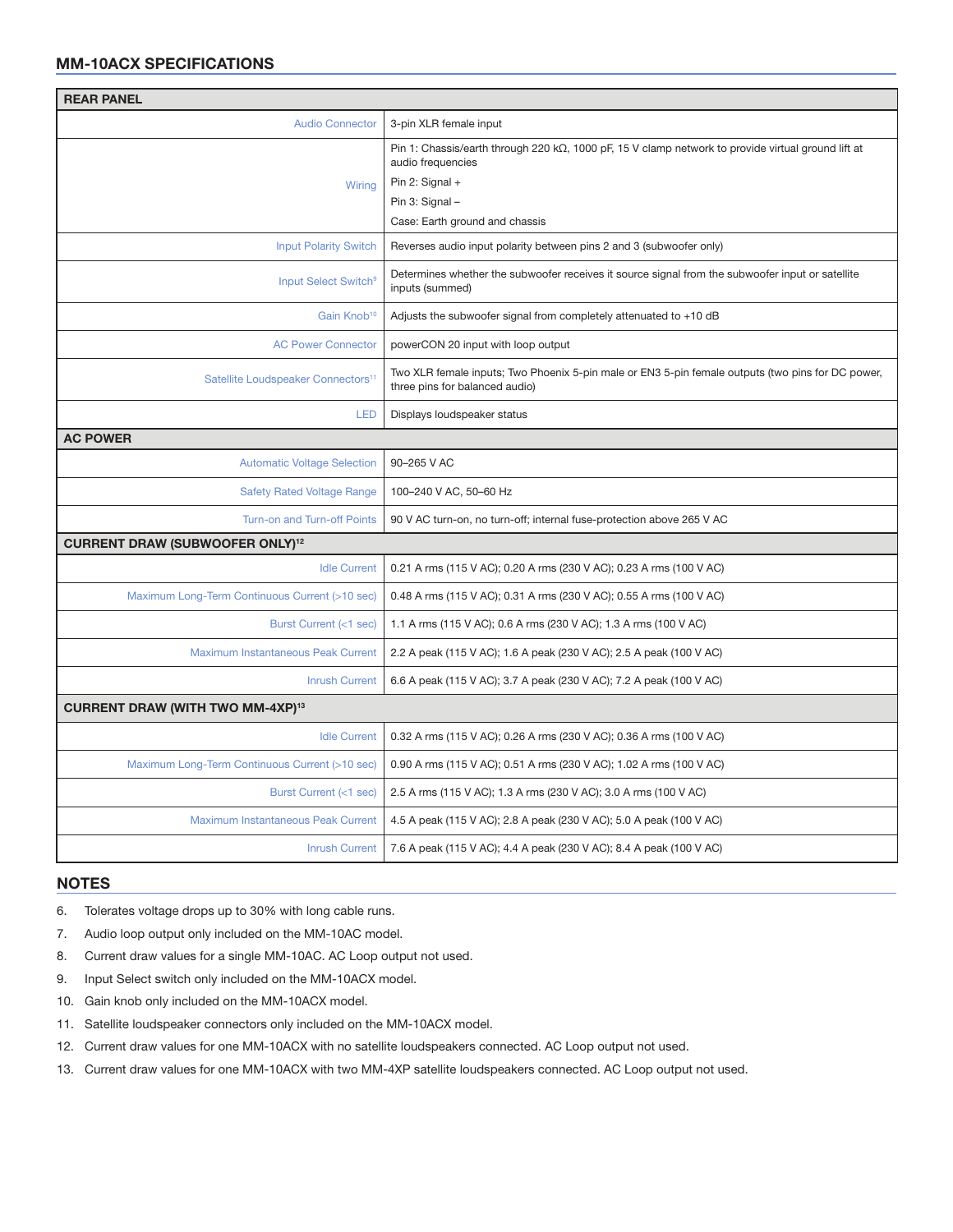## MM-10ACX SPECIFICATIONS

| REAR PANEL | |
|---|---|
| Audio Connector | 3-pin XLR female input |
| Wiring | Pin 1: Chassis/earth through 220 kΩ, 1000 pF, 15 V clamp network to provide virtual ground lift at audio frequencies<br>Pin 2: Signal +<br>Pin 3: Signal –<br>Case: Earth ground and chassis |
| Input Polarity Switch | Reverses audio input polarity between pins 2 and 3 (subwoofer only) |
| Input Select Switch[9] | Determines whether the subwoofer receives it source signal from the subwoofer input or satellite inputs (summed) |
| Gain Knob[10] | Adjusts the subwoofer signal from completely attenuated to +10 dB |
| AC Power Connector | powerCON 20 input with loop output |
| Satellite Loudspeaker Connectors[11] | Two XLR female inputs; Two Phoenix 5-pin male or EN3 5-pin female outputs (two pins for DC power, three pins for balanced audio) |
| LED | Displays loudspeaker status |
| **AC POWER** | |
| Automatic Voltage Selection | 90–265 V AC |
| Safety Rated Voltage Range | 100–240 V AC, 50–60 Hz |
| Turn-on and Turn-off Points | 90 V AC turn-on, no turn-off; internal fuse-protection above 265 V AC |
| **CURRENT DRAW (SUBWOOFER ONLY)[12]** | |
| Idle Current | 0.21 A rms (115 V AC); 0.20 A rms (230 V AC); 0.23 A rms (100 V AC) |
| Maximum Long-Term Continuous Current (>10 sec) | 0.48 A rms (115 V AC); 0.31 A rms (230 V AC); 0.55 A rms (100 V AC) |
| Burst Current (<1 sec) | 1.1 A rms (115 V AC); 0.6 A rms (230 V AC); 1.3 A rms (100 V AC) |
| Maximum Instantaneous Peak Current | 2.2 A peak (115 V AC); 1.6 A peak (230 V AC); 2.5 A peak (100 V AC) |
| Inrush Current | 6.6 A peak (115 V AC); 3.7 A peak (230 V AC); 7.2 A peak (100 V AC) |
| **CURRENT DRAW (WITH TWO MM-4XP)[13]** | |
| Idle Current | 0.32 A rms (115 V AC); 0.26 A rms (230 V AC); 0.36 A rms (100 V AC) |
| Maximum Long-Term Continuous Current (>10 sec) | 0.90 A rms (115 V AC); 0.51 A rms (230 V AC); 1.02 A rms (100 V AC) |
| Burst Current (<1 sec) | 2.5 A rms (115 V AC); 1.3 A rms (230 V AC); 3.0 A rms (100 V AC) |
| Maximum Instantaneous Peak Current | 4.5 A peak (115 V AC); 2.8 A peak (230 V AC); 5.0 A peak (100 V AC) |
| Inrush Current | 7.6 A peak (115 V AC); 4.4 A peak (230 V AC); 8.4 A peak (100 V AC) |

## NOTES

6. Tolerates voltage drops up to 30% with long cable runs.
7. Audio loop output only included on the MM-10AC model.
8. Current draw values for a single MM-10AC. AC Loop output not used.
9. Input Select switch only included on the MM-10ACX model.
10. Gain knob only included on the MM-10ACX model.
11. Satellite loudspeaker connectors only included on the MM-10ACX model.
12. Current draw values for one MM-10ACX with no satellite loudspeakers connected. AC Loop output not used.
13. Current draw values for one MM-10ACX with two MM-4XP satellite loudspeakers connected. AC Loop output not used.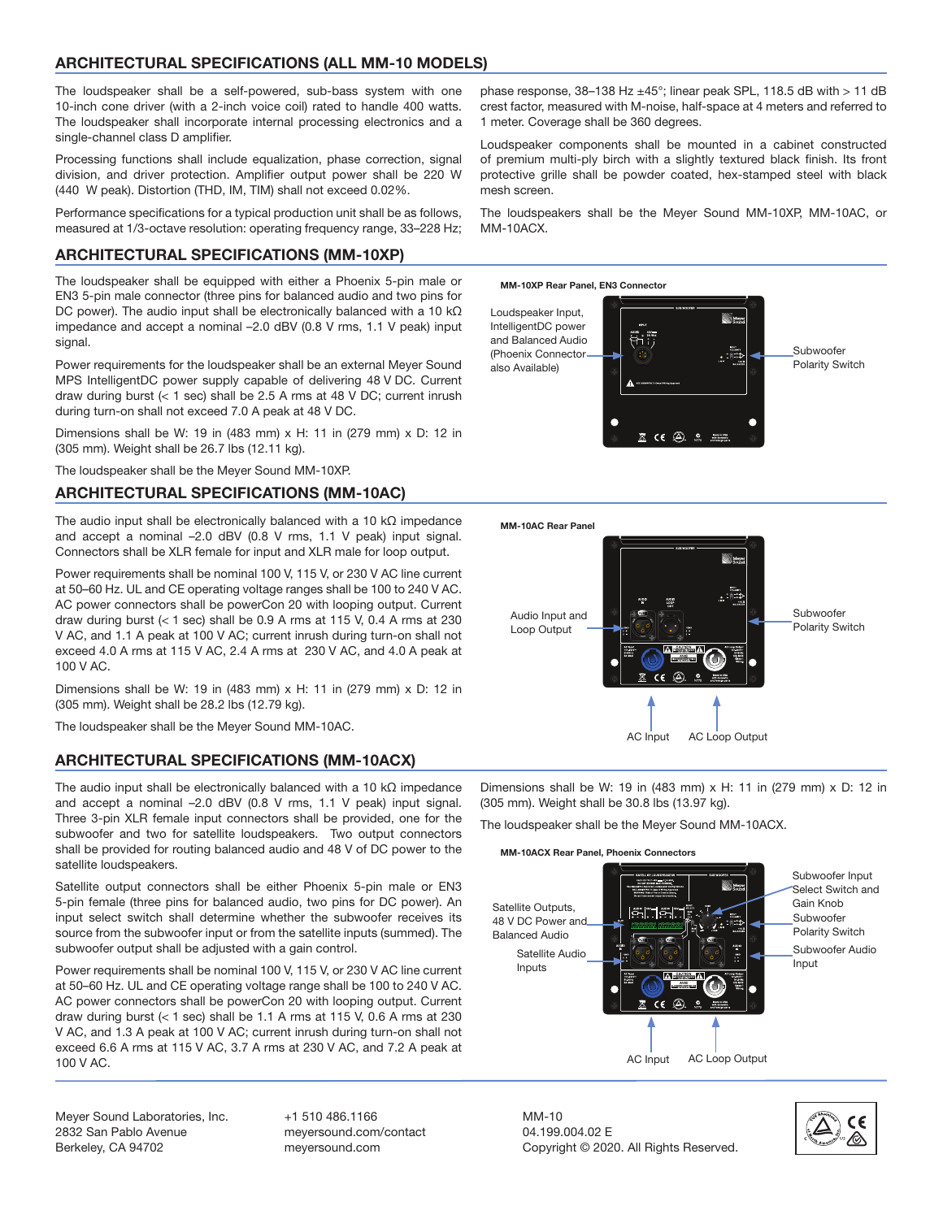## ARCHITECTURAL SPECIFICATIONS (ALL MM-10 MODELS)

The loudspeaker shall be a self-powered, sub-bass system with one 10-inch cone driver (with a 2-inch voice coil) rated to handle 400 watts. The loudspeaker shall incorporate internal processing electronics and a single-channel class D amplifier.

Processing functions shall include equalization, phase correction, signal division, and driver protection. Amplifier output power shall be 220 W (440 W peak). Distortion (THD, IM, TIM) shall not exceed 0.02%.

Performance specifications for a typical production unit shall be as follows, measured at 1/3-octave resolution: operating frequency range, 33–228 Hz; phase response, 38–138 Hz ±45°; linear peak SPL, 118.5 dB with > 11 dB crest factor, measured with M-noise, half-space at 4 meters and referred to 1 meter. Coverage shall be 360 degrees.

Loudspeaker components shall be mounted in a cabinet constructed of premium multi-ply birch with a slightly textured black finish. Its front protective grille shall be powder coated, hex-stamped steel with black mesh screen.

The loudspeakers shall be the Meyer Sound MM-10XP, MM-10AC, or MM-10ACX.

## ARCHITECTURAL SPECIFICATIONS (MM-10XP)

The loudspeaker shall be equipped with either a Phoenix 5-pin male or EN3 5-pin male connector (three pins for balanced audio and two pins for DC power). The audio input shall be electronically balanced with a 10 kΩ impedance and accept a nominal –2.0 dBV (0.8 V rms, 1.1 V peak) input signal.

Power requirements for the loudspeaker shall be an external Meyer Sound MPS IntelligentDC power supply capable of delivering 48 V DC. Current draw during burst (< 1 sec) shall be 2.5 A rms at 48 V DC; current inrush during turn-on shall not exceed 7.0 A peak at 48 V DC.

Dimensions shall be W: 19 in (483 mm) x H: 11 in (279 mm) x D: 12 in (305 mm). Weight shall be 26.7 lbs (12.11 kg).

The loudspeaker shall be the Meyer Sound MM-10XP.

**MM-10XP Rear Panel, EN3 Connector**

Loudspeaker Input, IntelligentDC power and Balanced Audio (Phoenix Connector also Available)

Subwoofer Polarity Switch

## ARCHITECTURAL SPECIFICATIONS (MM-10AC)

The audio input shall be electronically balanced with a 10 kΩ impedance and accept a nominal –2.0 dBV (0.8 V rms, 1.1 V peak) input signal. Connectors shall be XLR female for input and XLR male for loop output.

Power requirements shall be nominal 100 V, 115 V, or 230 V AC line current at 50–60 Hz. UL and CE operating voltage ranges shall be 100 to 240 V AC. AC power connectors shall be powerCon 20 with looping output. Current draw during burst (< 1 sec) shall be 0.9 A rms at 115 V, 0.4 A rms at 230 V AC, and 1.1 A peak at 100 V AC; current inrush during turn-on shall not exceed 4.0 A rms at 115 V AC, 2.4 A rms at 230 V AC, and 4.0 A peak at 100 V AC.

Dimensions shall be W: 19 in (483 mm) x H: 11 in (279 mm) x D: 12 in (305 mm). Weight shall be 28.2 lbs (12.79 kg).

The loudspeaker shall be the Meyer Sound MM-10AC.

**MM-10AC Rear Panel**

Audio Input and Loop Output

Subwoofer Polarity Switch

AC Input

AC Loop Output

## ARCHITECTURAL SPECIFICATIONS (MM-10ACX)

The audio input shall be electronically balanced with a 10 kΩ impedance and accept a nominal –2.0 dBV (0.8 V rms, 1.1 V peak) input signal. Three 3-pin XLR female input connectors shall be provided, one for the subwoofer and two for satellite loudspeakers. Two output connectors shall be provided for routing balanced audio and 48 V of DC power to the satellite loudspeakers.

Satellite output connectors shall be either Phoenix 5-pin male or EN3 5-pin female (three pins for balanced audio, two pins for DC power). An input select switch shall determine whether the subwoofer receives its source from the subwoofer input or from the satellite inputs (summed). The subwoofer output shall be adjusted with a gain control.

Power requirements shall be nominal 100 V, 115 V, or 230 V AC line current at 50–60 Hz. UL and CE operating voltage range shall be 100 to 240 V AC. AC power connectors shall be powerCon 20 with looping output. Current draw during burst (< 1 sec) shall be 1.1 A rms at 115 V, 0.6 A rms at 230 V AC, and 1.3 A peak at 100 V AC; current inrush during turn-on shall not exceed 6.6 A rms at 115 V AC, 3.7 A rms at 230 V AC, and 7.2 A peak at 100 V AC.

Dimensions shall be W: 19 in (483 mm) x H: 11 in (279 mm) x D: 12 in (305 mm). Weight shall be 30.8 lbs (13.97 kg).

The loudspeaker shall be the Meyer Sound MM-10ACX.

**MM-10ACX Rear Panel, Phoenix Connectors**

Satellite Outputs, 48 V DC Power and Balanced Audio

Satellite Audio Inputs

Subwoofer Input Select Switch and Gain Knob

Subwoofer Polarity Switch

Subwoofer Audio Input

AC Input

AC Loop Output

Meyer Sound Laboratories, Inc.
2832 San Pablo Avenue
Berkeley, CA 94702

+1 510 486.1166
meyersound.com/contact
meyersound.com

MM-10
04.199.004.02 E
Copyright © 2020. All Rights Reserved.